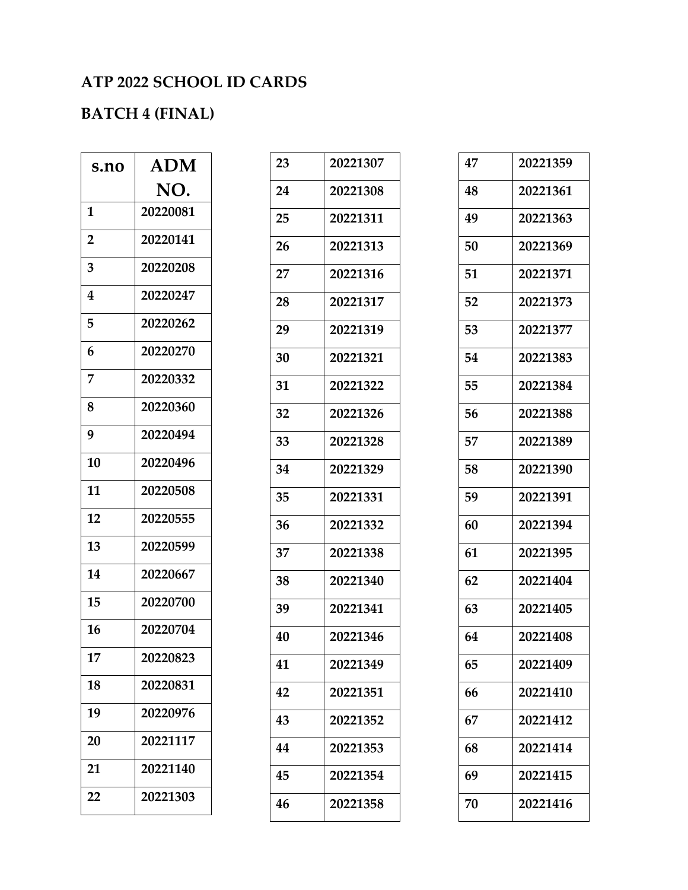**ATP 2022 SCHOOL ID CARDS**

**BATCH 4 (FINAL)**

| s.no | ADM NO. |
|---|---|
| 1 | 20220081 |
| 2 | 20220141 |
| 3 | 20220208 |
| 4 | 20220247 |
| 5 | 20220262 |
| 6 | 20220270 |
| 7 | 20220332 |
| 8 | 20220360 |
| 9 | 20220494 |
| 10 | 20220496 |
| 11 | 20220508 |
| 12 | 20220555 |
| 13 | 20220599 |
| 14 | 20220667 |
| 15 | 20220700 |
| 16 | 20220704 |
| 17 | 20220823 |
| 18 | 20220831 |
| 19 | 20220976 |
| 20 | 20221117 |
| 21 | 20221140 |
| 22 | 20221303 |
| 23 | 20221307 |
| 24 | 20221308 |
| 25 | 20221311 |
| 26 | 20221313 |
| 27 | 20221316 |
| 28 | 20221317 |
| 29 | 20221319 |
| 30 | 20221321 |
| 31 | 20221322 |
| 32 | 20221326 |
| 33 | 20221328 |
| 34 | 20221329 |
| 35 | 20221331 |
| 36 | 20221332 |
| 37 | 20221338 |
| 38 | 20221340 |
| 39 | 20221341 |
| 40 | 20221346 |
| 41 | 20221349 |
| 42 | 20221351 |
| 43 | 20221352 |
| 44 | 20221353 |
| 45 | 20221354 |
| 46 | 20221358 |
| 47 | 20221359 |
| 48 | 20221361 |
| 49 | 20221363 |
| 50 | 20221369 |
| 51 | 20221371 |
| 52 | 20221373 |
| 53 | 20221377 |
| 54 | 20221383 |
| 55 | 20221384 |
| 56 | 20221388 |
| 57 | 20221389 |
| 58 | 20221390 |
| 59 | 20221391 |
| 60 | 20221394 |
| 61 | 20221395 |
| 62 | 20221404 |
| 63 | 20221405 |
| 64 | 20221408 |
| 65 | 20221409 |
| 66 | 20221410 |
| 67 | 20221412 |
| 68 | 20221414 |
| 69 | 20221415 |
| 70 | 20221416 |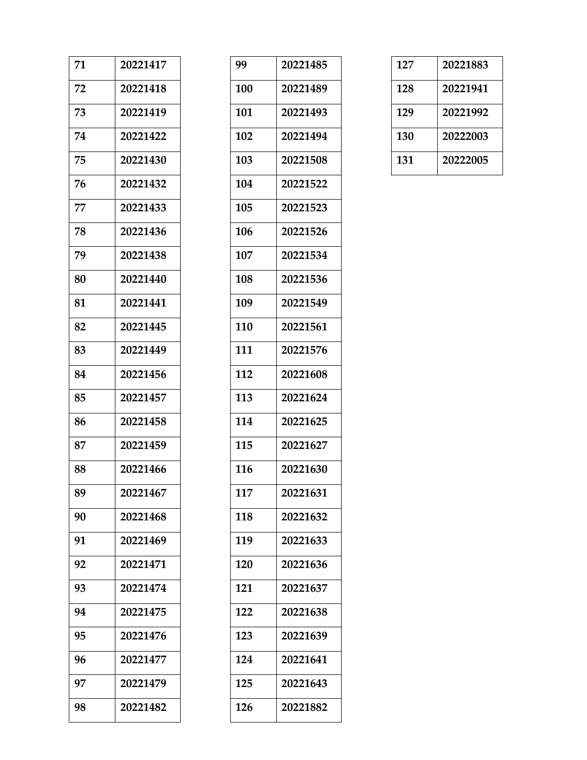| | |
|---|---|
| 71 | 20221417 |
| 72 | 20221418 |
| 73 | 20221419 |
| 74 | 20221422 |
| 75 | 20221430 |
| 76 | 20221432 |
| 77 | 20221433 |
| 78 | 20221436 |
| 79 | 20221438 |
| 80 | 20221440 |
| 81 | 20221441 |
| 82 | 20221445 |
| 83 | 20221449 |
| 84 | 20221456 |
| 85 | 20221457 |
| 86 | 20221458 |
| 87 | 20221459 |
| 88 | 20221466 |
| 89 | 20221467 |
| 90 | 20221468 |
| 91 | 20221469 |
| 92 | 20221471 |
| 93 | 20221474 |
| 94 | 20221475 |
| 95 | 20221476 |
| 96 | 20221477 |
| 97 | 20221479 |
| 98 | 20221482 |
| 99 | 20221485 |
| 100 | 20221489 |
| 101 | 20221493 |
| 102 | 20221494 |
| 103 | 20221508 |
| 104 | 20221522 |
| 105 | 20221523 |
| 106 | 20221526 |
| 107 | 20221534 |
| 108 | 20221536 |
| 109 | 20221549 |
| 110 | 20221561 |
| 111 | 20221576 |
| 112 | 20221608 |
| 113 | 20221624 |
| 114 | 20221625 |
| 115 | 20221627 |
| 116 | 20221630 |
| 117 | 20221631 |
| 118 | 20221632 |
| 119 | 20221633 |
| 120 | 20221636 |
| 121 | 20221637 |
| 122 | 20221638 |
| 123 | 20221639 |
| 124 | 20221641 |
| 125 | 20221643 |
| 126 | 20221882 |
| 127 | 20221883 |
| 128 | 20221941 |
| 129 | 20221992 |
| 130 | 20222003 |
| 131 | 20222005 |